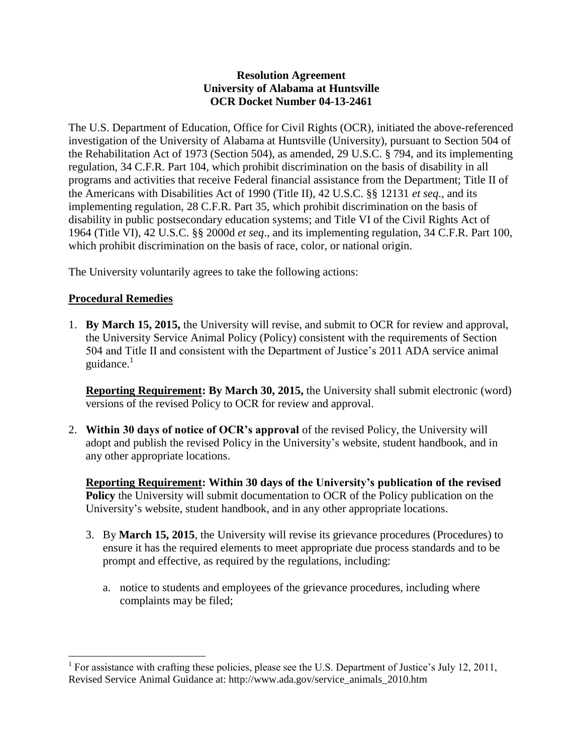**Resolution Agreement**
**University of Alabama at Huntsville**
**OCR Docket Number 04-13-2461**

The U.S. Department of Education, Office for Civil Rights (OCR), initiated the above-referenced investigation of the University of Alabama at Huntsville (University), pursuant to Section 504 of the Rehabilitation Act of 1973 (Section 504), as amended, 29 U.S.C. § 794, and its implementing regulation, 34 C.F.R. Part 104, which prohibit discrimination on the basis of disability in all programs and activities that receive Federal financial assistance from the Department; Title II of the Americans with Disabilities Act of 1990 (Title II), 42 U.S.C. §§ 12131 *et seq*., and its implementing regulation, 28 C.F.R. Part 35, which prohibit discrimination on the basis of disability in public postsecondary education systems; and Title VI of the Civil Rights Act of 1964 (Title VI), 42 U.S.C. §§ 2000d *et seq*., and its implementing regulation, 34 C.F.R. Part 100, which prohibit discrimination on the basis of race, color, or national origin.

The University voluntarily agrees to take the following actions:

**Procedural Remedies**

1. **By March 15, 2015,** the University will revise, and submit to OCR for review and approval, the University Service Animal Policy (Policy) consistent with the requirements of Section 504 and Title II and consistent with the Department of Justice's 2011 ADA service animal guidance.[1]

   **Reporting Requirement: By March 30, 2015,** the University shall submit electronic (word) versions of the revised Policy to OCR for review and approval.

2. **Within 30 days of notice of OCR's approval** of the revised Policy, the University will adopt and publish the revised Policy in the University's website, student handbook, and in any other appropriate locations.

   **Reporting Requirement: Within 30 days of the University's publication of the revised Policy** the University will submit documentation to OCR of the Policy publication on the University's website, student handbook, and in any other appropriate locations.

3. By **March 15, 2015**, the University will revise its grievance procedures (Procedures) to ensure it has the required elements to meet appropriate due process standards and to be prompt and effective, as required by the regulations, including:

   a. notice to students and employees of the grievance procedures, including where complaints may be filed;

[1] For assistance with crafting these policies, please see the U.S. Department of Justice's July 12, 2011, Revised Service Animal Guidance at: http://www.ada.gov/service_animals_2010.htm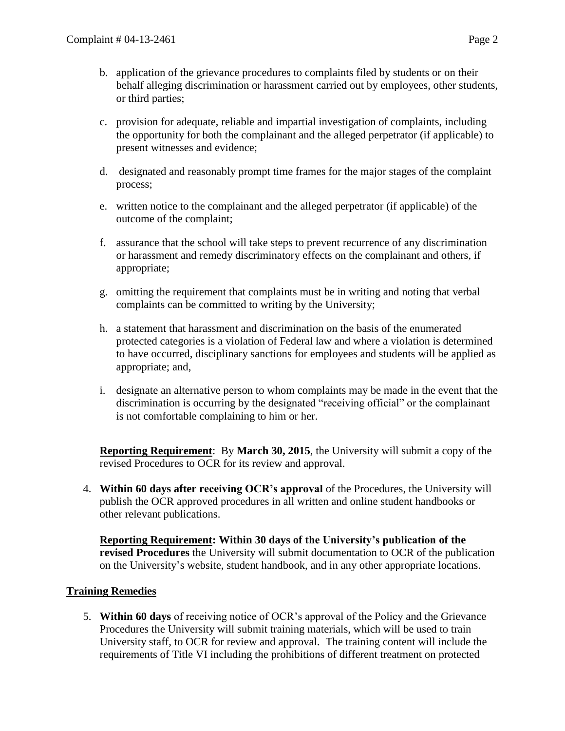b. application of the grievance procedures to complaints filed by students or on their behalf alleging discrimination or harassment carried out by employees, other students, or third parties;

c. provision for adequate, reliable and impartial investigation of complaints, including the opportunity for both the complainant and the alleged perpetrator (if applicable) to present witnesses and evidence;

d. designated and reasonably prompt time frames for the major stages of the complaint process;

e. written notice to the complainant and the alleged perpetrator (if applicable) of the outcome of the complaint;

f. assurance that the school will take steps to prevent recurrence of any discrimination or harassment and remedy discriminatory effects on the complainant and others, if appropriate;

g. omitting the requirement that complaints must be in writing and noting that verbal complaints can be committed to writing by the University;

h. a statement that harassment and discrimination on the basis of the enumerated protected categories is a violation of Federal law and where a violation is determined to have occurred, disciplinary sanctions for employees and students will be applied as appropriate; and,

i. designate an alternative person to whom complaints may be made in the event that the discrimination is occurring by the designated "receiving official" or the complainant is not comfortable complaining to him or her.

**Reporting Requirement**: By **March 30, 2015**, the University will submit a copy of the revised Procedures to OCR for its review and approval.

4. **Within 60 days after receiving OCR's approval** of the Procedures, the University will publish the OCR approved procedures in all written and online student handbooks or other relevant publications.

   **Reporting Requirement: Within 30 days of the University's publication of the revised Procedures** the University will submit documentation to OCR of the publication on the University's website, student handbook, and in any other appropriate locations.

## Training Remedies

5. **Within 60 days** of receiving notice of OCR's approval of the Policy and the Grievance Procedures the University will submit training materials, which will be used to train University staff, to OCR for review and approval. The training content will include the requirements of Title VI including the prohibitions of different treatment on protected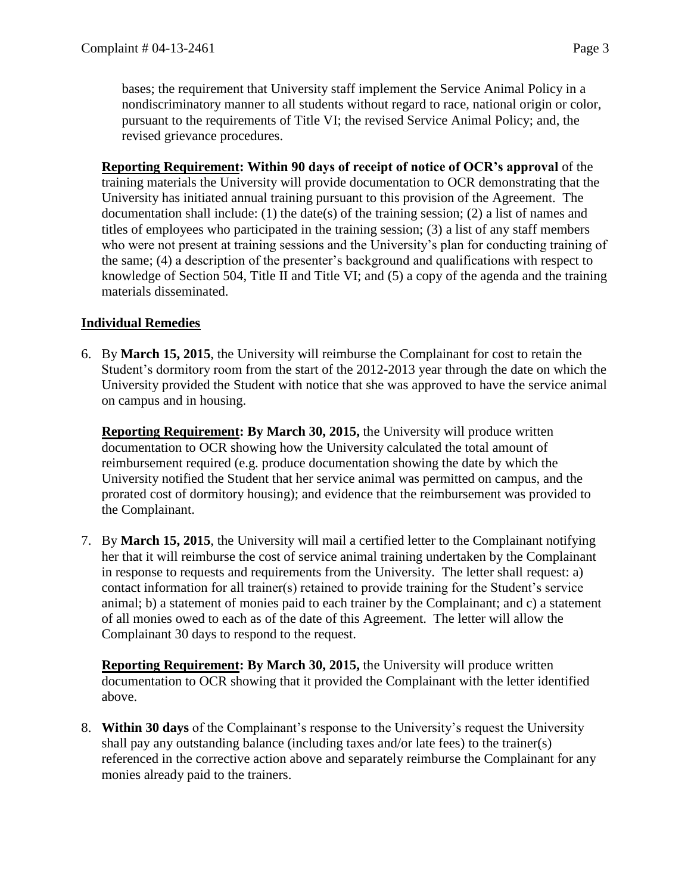bases; the requirement that University staff implement the Service Animal Policy in a nondiscriminatory manner to all students without regard to race, national origin or color, pursuant to the requirements of Title VI; the revised Service Animal Policy; and, the revised grievance procedures.

**Reporting Requirement: Within 90 days of receipt of notice of OCR's approval** of the training materials the University will provide documentation to OCR demonstrating that the University has initiated annual training pursuant to this provision of the Agreement. The documentation shall include: (1) the date(s) of the training session; (2) a list of names and titles of employees who participated in the training session; (3) a list of any staff members who were not present at training sessions and the University's plan for conducting training of the same; (4) a description of the presenter's background and qualifications with respect to knowledge of Section 504, Title II and Title VI; and (5) a copy of the agenda and the training materials disseminated.

**Individual Remedies**

6. By **March 15, 2015**, the University will reimburse the Complainant for cost to retain the Student's dormitory room from the start of the 2012-2013 year through the date on which the University provided the Student with notice that she was approved to have the service animal on campus and in housing.

   **Reporting Requirement: By March 30, 2015,** the University will produce written documentation to OCR showing how the University calculated the total amount of reimbursement required (e.g. produce documentation showing the date by which the University notified the Student that her service animal was permitted on campus, and the prorated cost of dormitory housing); and evidence that the reimbursement was provided to the Complainant.

7. By **March 15, 2015**, the University will mail a certified letter to the Complainant notifying her that it will reimburse the cost of service animal training undertaken by the Complainant in response to requests and requirements from the University. The letter shall request: a) contact information for all trainer(s) retained to provide training for the Student's service animal; b) a statement of monies paid to each trainer by the Complainant; and c) a statement of all monies owed to each as of the date of this Agreement. The letter will allow the Complainant 30 days to respond to the request.

   **Reporting Requirement: By March 30, 2015,** the University will produce written documentation to OCR showing that it provided the Complainant with the letter identified above.

8. **Within 30 days** of the Complainant's response to the University's request the University shall pay any outstanding balance (including taxes and/or late fees) to the trainer(s) referenced in the corrective action above and separately reimburse the Complainant for any monies already paid to the trainers.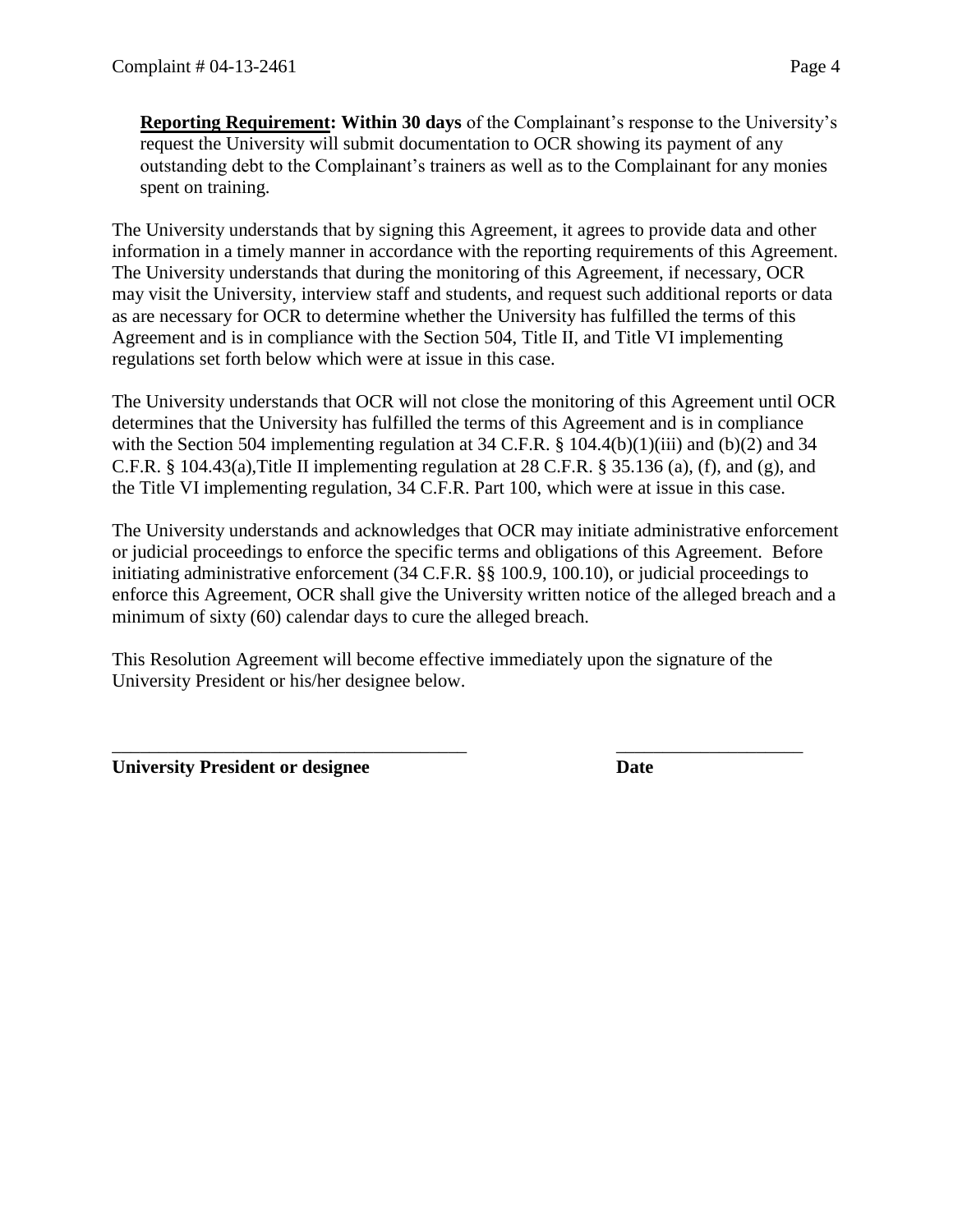**Reporting Requirement: Within 30 days** of the Complainant's response to the University's request the University will submit documentation to OCR showing its payment of any outstanding debt to the Complainant's trainers as well as to the Complainant for any monies spent on training.

The University understands that by signing this Agreement, it agrees to provide data and other information in a timely manner in accordance with the reporting requirements of this Agreement. The University understands that during the monitoring of this Agreement, if necessary, OCR may visit the University, interview staff and students, and request such additional reports or data as are necessary for OCR to determine whether the University has fulfilled the terms of this Agreement and is in compliance with the Section 504, Title II, and Title VI implementing regulations set forth below which were at issue in this case.

The University understands that OCR will not close the monitoring of this Agreement until OCR determines that the University has fulfilled the terms of this Agreement and is in compliance with the Section 504 implementing regulation at 34 C.F.R. § 104.4(b)(1)(iii) and (b)(2) and 34 C.F.R. § 104.43(a),Title II implementing regulation at 28 C.F.R. § 35.136 (a), (f), and (g), and the Title VI implementing regulation, 34 C.F.R. Part 100, which were at issue in this case.

The University understands and acknowledges that OCR may initiate administrative enforcement or judicial proceedings to enforce the specific terms and obligations of this Agreement. Before initiating administrative enforcement (34 C.F.R. §§ 100.9, 100.10), or judicial proceedings to enforce this Agreement, OCR shall give the University written notice of the alleged breach and a minimum of sixty (60) calendar days to cure the alleged breach.

This Resolution Agreement will become effective immediately upon the signature of the University President or his/her designee below.

______________________________________ ____________________

**University President or designee** **Date**